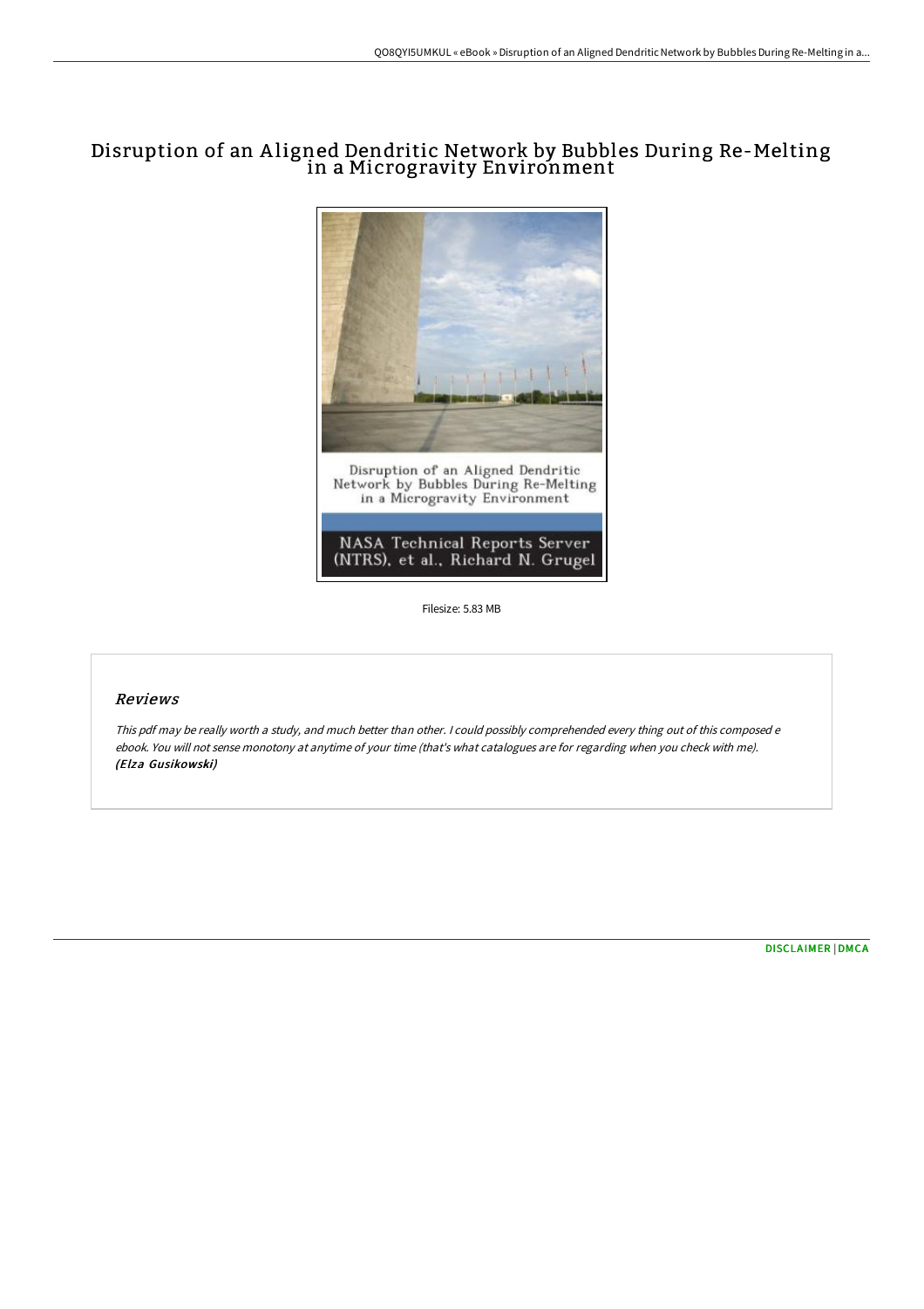# Disruption of an Aligned Dendritic Network by Bubbles During Re-Melting in a Microgravity Environment

Disruption of an Aligned Dendritic Network by Bubbles During Re-Melting in a Microgravity Environment

NASA Technical Reports Server (NTRS), et al., Richard N. Grugel

Filesize: 5.83 MB

## Reviews

*This pdf may be really worth a study, and much better than other. I could possibly comprehended every thing out of this composed e ebook. You will not sense monotony at anytime of your time (that's what catalogues are for regarding when you check with me).* ***(Elza Gusikowski)***

DISCLAIMER | DMCA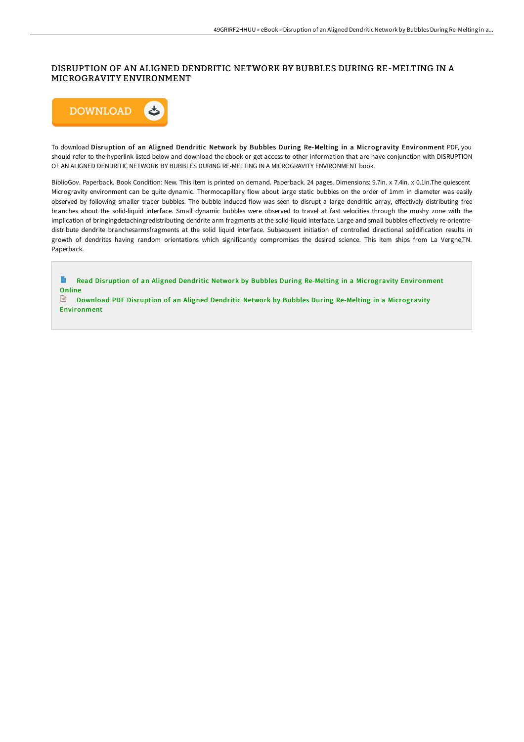# DISRUPTION OF AN ALIGNED DENDRITIC NETWORK BY BUBBLES DURING RE-MELTING IN A MICROGRAVITY ENVIRONMENT

DOWNLOAD

To download **Disruption of an Aligned Dendritic Network by Bubbles During Re-Melting in a Microgravity Environment** PDF, you should refer to the hyperlink listed below and download the ebook or get access to other information that are have conjunction with DISRUPTION OF AN ALIGNED DENDRITIC NETWORK BY BUBBLES DURING RE-MELTING IN A MICROGRAVITY ENVIRONMENT book.

BiblioGov. Paperback. Book Condition: New. This item is printed on demand. Paperback. 24 pages. Dimensions: 9.7in. x 7.4in. x 0.1in.The quiescent Microgravity environment can be quite dynamic. Thermocapillary flow about large static bubbles on the order of 1mm in diameter was easily observed by following smaller tracer bubbles. The bubble induced flow was seen to disrupt a large dendritic array, effectively distributing free branches about the solid-liquid interface. Small dynamic bubbles were observed to travel at fast velocities through the mushy zone with the implication of bringingdetachingredistributing dendrite arm fragments at the solid-liquid interface. Large and small bubbles effectively re-orientre-distribute dendrite branchesarmsfragments at the solid liquid interface. Subsequent initiation of controlled directional solidification results in growth of dendrites having random orientations which significantly compromises the desired science. This item ships from La Vergne,TN. Paperback.

Read Disruption of an Aligned Dendritic Network by Bubbles During Re-Melting in a Microgravity Environment Online

Download PDF Disruption of an Aligned Dendritic Network by Bubbles During Re-Melting in a Microgravity Environment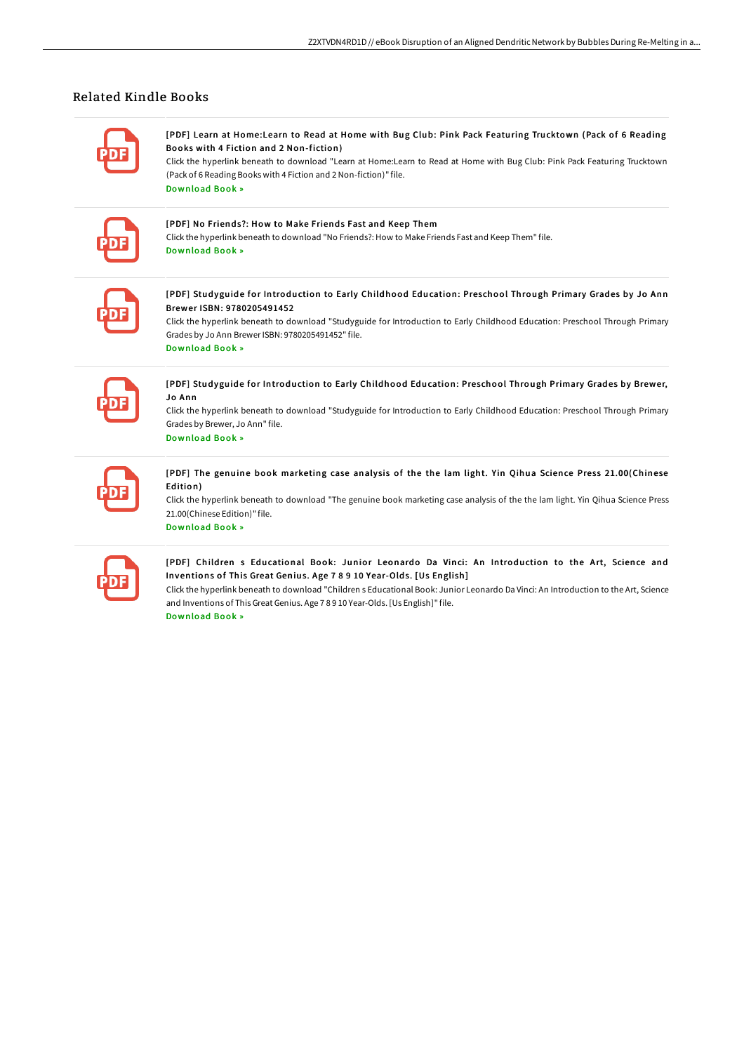## Related Kindle Books

[PDF] Learn at Home:Learn to Read at Home with Bug Club: Pink Pack Featuring Trucktown (Pack of 6 Reading Books with 4 Fiction and 2 Non-fiction)

Click the hyperlink beneath to download "Learn at Home:Learn to Read at Home with Bug Club: Pink Pack Featuring Trucktown (Pack of 6 Reading Books with 4 Fiction and 2 Non-fiction)" file.

Download Book »

[PDF] No Friends?: How to Make Friends Fast and Keep Them

Click the hyperlink beneath to download "No Friends?: How to Make Friends Fast and Keep Them" file.

Download Book »

[PDF] Studyguide for Introduction to Early Childhood Education: Preschool Through Primary Grades by Jo Ann Brewer ISBN: 9780205491452

Click the hyperlink beneath to download "Studyguide for Introduction to Early Childhood Education: Preschool Through Primary Grades by Jo Ann Brewer ISBN: 9780205491452" file.

Download Book »

[PDF] Studyguide for Introduction to Early Childhood Education: Preschool Through Primary Grades by Brewer, Jo Ann

Click the hyperlink beneath to download "Studyguide for Introduction to Early Childhood Education: Preschool Through Primary Grades by Brewer, Jo Ann" file.

Download Book »

[PDF] The genuine book marketing case analysis of the the lam light. Yin Qihua Science Press 21.00(Chinese Edition)

Click the hyperlink beneath to download "The genuine book marketing case analysis of the the lam light. Yin Qihua Science Press 21.00(Chinese Edition)" file.

Download Book »

[PDF] Children s Educational Book: Junior Leonardo Da Vinci: An Introduction to the Art, Science and Inventions of This Great Genius. Age 7 8 9 10 Year-Olds. [Us English]

Click the hyperlink beneath to download "Children s Educational Book: Junior Leonardo Da Vinci: An Introduction to the Art, Science and Inventions of This Great Genius. Age 7 8 9 10 Year-Olds. [Us English]" file.

Download Book »